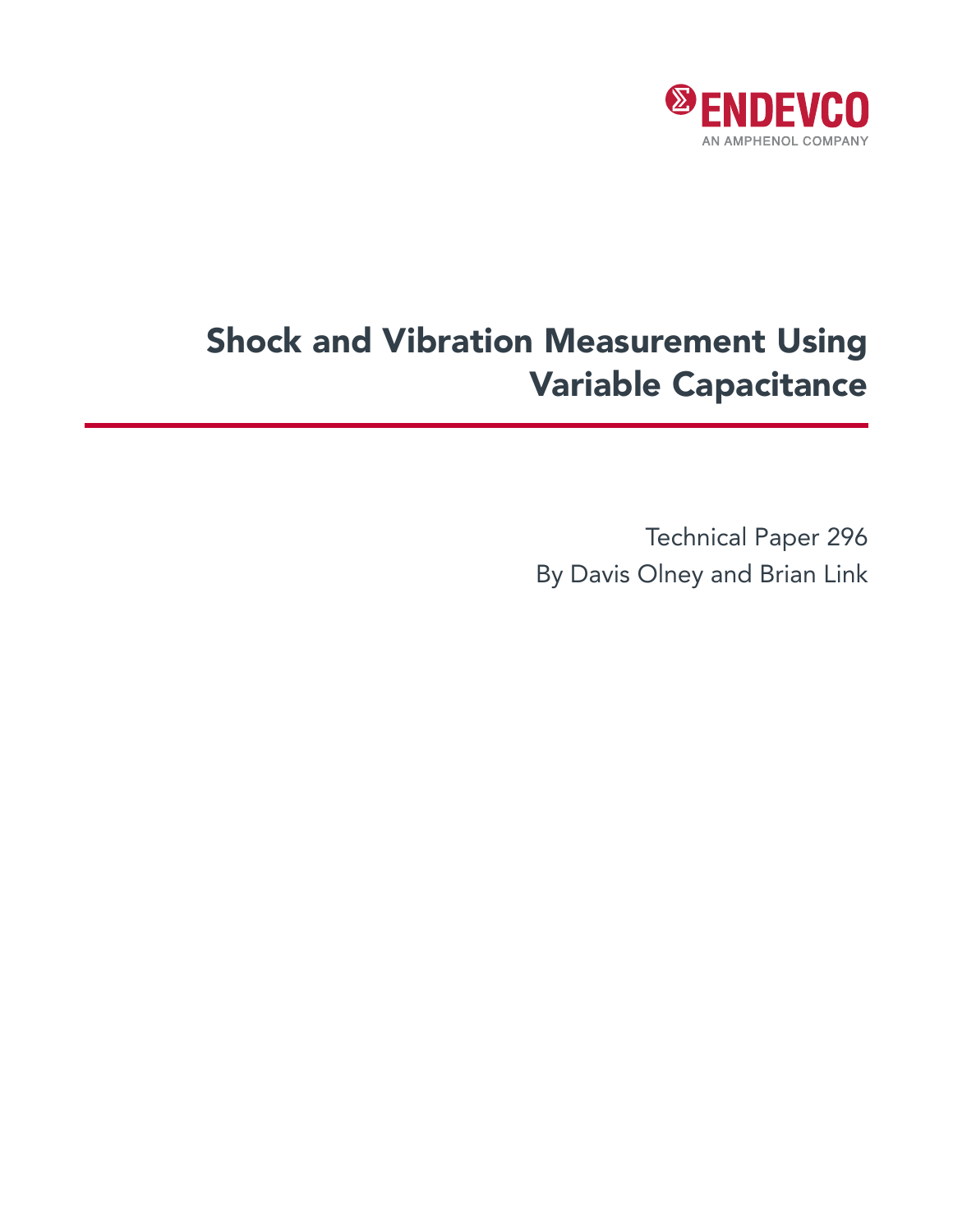ENDEVCO

AN AMPHENOL COMPANY

# Shock and Vibration Measurement Using Variable Capacitance

Technical Paper 296

By Davis Olney and Brian Link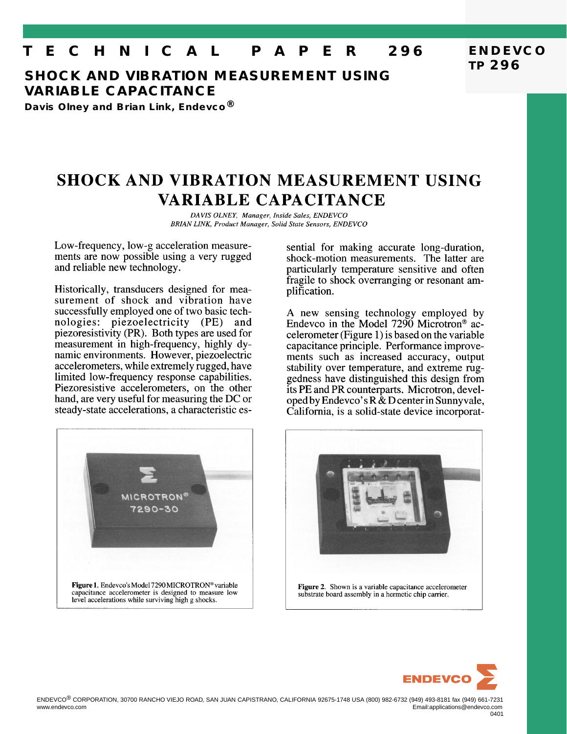# TECHNICAL PAPER 296

## SHOCK AND VIBRATION MEASUREMENT USING VARIABLE CAPACITANCE

**Davis Olney and Brian Link, Endevco®**

# SHOCK AND VIBRATION MEASUREMENT USING VARIABLE CAPACITANCE

*DAVIS OLNEY, Manager, Inside Sales, ENDEVCO*
*BRIAN LINK, Product Manager, Solid State Sensors, ENDEVCO*

Low-frequency, low-g acceleration measurements are now possible using a very rugged and reliable new technology.

Historically, transducers designed for measurement of shock and vibration have successfully employed one of two basic technologies: piezoelectricity (PE) and piezoresistivity (PR). Both types are used for measurement in high-frequency, highly dynamic environments. However, piezoelectric accelerometers, while extremely rugged, have limited low-frequency response capabilities. Piezoresistive accelerometers, on the other hand, are very useful for measuring the DC or steady-state accelerations, a characteristic essential for making accurate long-duration, shock-motion measurements. The latter are particularly temperature sensitive and often fragile to shock overranging or resonant amplification.

A new sensing technology employed by Endevco in the Model 7290 Microtron® accelerometer (Figure 1) is based on the variable capacitance principle. Performance improvements such as increased accuracy, output stability over temperature, and extreme ruggedness have distinguished this design from its PE and PR counterparts. Microtron, developed by Endevco's R & D center in Sunnyvale, California, is a solid-state device incorporat-

**Figure 1.** Endevco's Model 7290 MICROTRON® variable capacitance accelerometer is designed to measure low level accelerations while surviving high g shocks.

**Figure 2.** Shown is a variable capacitance accelerometer substrate board assembly in a hermetic chip carrier.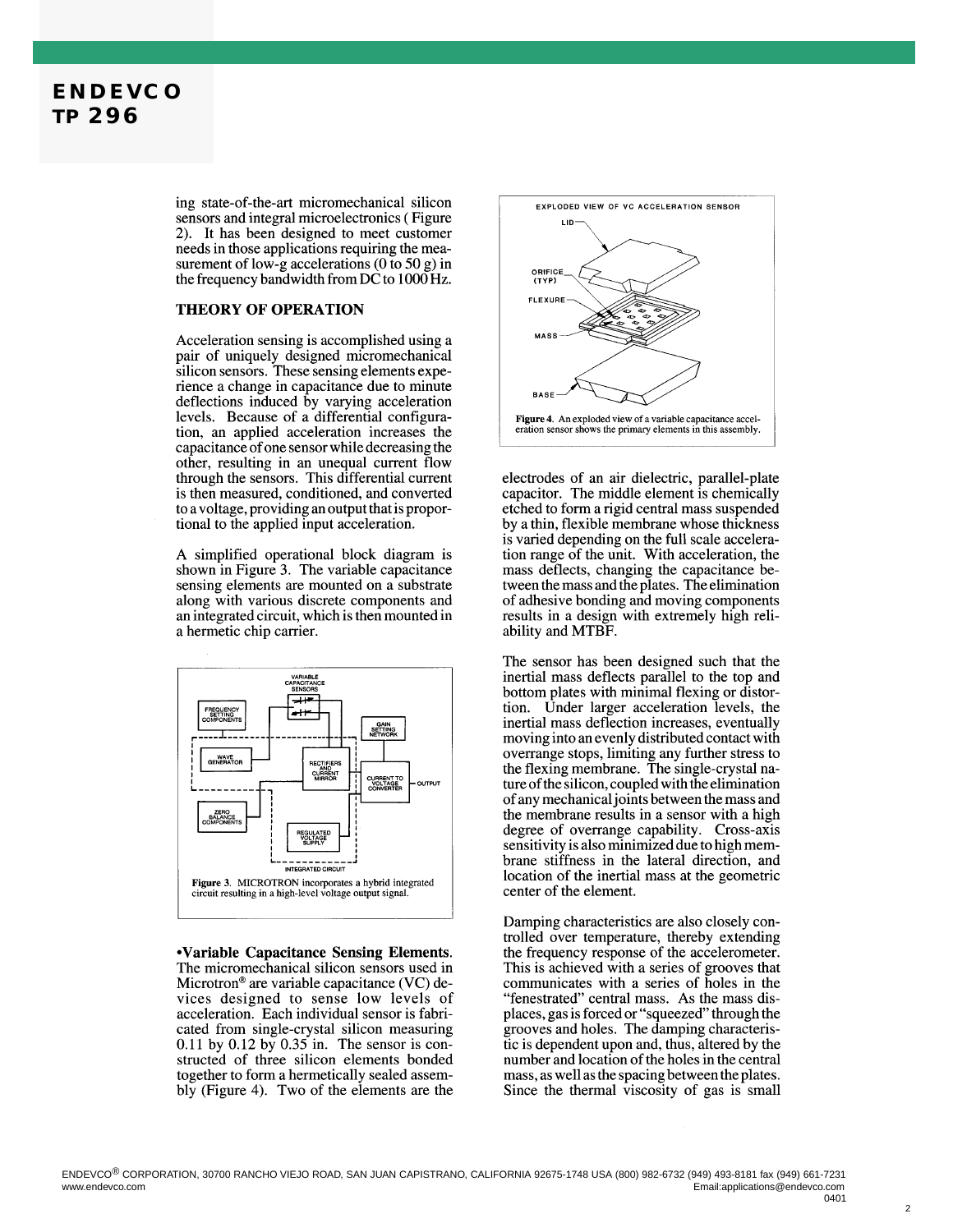ing state-of-the-art micromechanical silicon sensors and integral microelectronics ( Figure 2). It has been designed to meet customer needs in those applications requiring the measurement of low-g accelerations (0 to 50 g) in the frequency bandwidth from DC to 1000 Hz.

## THEORY OF OPERATION

Acceleration sensing is accomplished using a pair of uniquely designed micromechanical silicon sensors. These sensing elements experience a change in capacitance due to minute deflections induced by varying acceleration levels. Because of a differential configuration, an applied acceleration increases the capacitance of one sensor while decreasing the other, resulting in an unequal current flow through the sensors. This differential current is then measured, conditioned, and converted to a voltage, providing an output that is proportional to the applied input acceleration.

A simplified operational block diagram is shown in Figure 3. The variable capacitance sensing elements are mounted on a substrate along with various discrete components and an integrated circuit, which is then mounted in a hermetic chip carrier.

**Figure 3.** MICROTRON incorporates a hybrid integrated circuit resulting in a high-level voltage output signal.

**•Variable Capacitance Sensing Elements**. The micromechanical silicon sensors used in Microtron® are variable capacitance (VC) devices designed to sense low levels of acceleration. Each individual sensor is fabricated from single-crystal silicon measuring 0.11 by 0.12 by 0.35 in. The sensor is constructed of three silicon elements bonded together to form a hermetically sealed assembly (Figure 4). Two of the elements are the electrodes of an air dielectric, parallel-plate capacitor. The middle element is chemically etched to form a rigid central mass suspended by a thin, flexible membrane whose thickness is varied depending on the full scale acceleration range of the unit. With acceleration, the mass deflects, changing the capacitance between the mass and the plates. The elimination of adhesive bonding and moving components results in a design with extremely high reliability and MTBF.

**Figure 4.** An exploded view of a variable capacitance acceleration sensor shows the primary elements in this assembly.

The sensor has been designed such that the inertial mass deflects parallel to the top and bottom plates with minimal flexing or distortion. Under larger acceleration levels, the inertial mass deflection increases, eventually moving into an evenly distributed contact with overrange stops, limiting any further stress to the flexing membrane. The single-crystal nature of the silicon, coupled with the elimination of any mechanical joints between the mass and the membrane results in a sensor with a high degree of overrange capability. Cross-axis sensitivity is also minimized due to high membrane stiffness in the lateral direction, and location of the inertial mass at the geometric center of the element.

Damping characteristics are also closely controlled over temperature, thereby extending the frequency response of the accelerometer. This is achieved with a series of grooves that communicates with a series of holes in the "fenestrated" central mass. As the mass displaces, gas is forced or "squeezed" through the grooves and holes. The damping characteristic is dependent upon and, thus, altered by the number and location of the holes in the central mass, as well as the spacing between the plates. Since the thermal viscosity of gas is small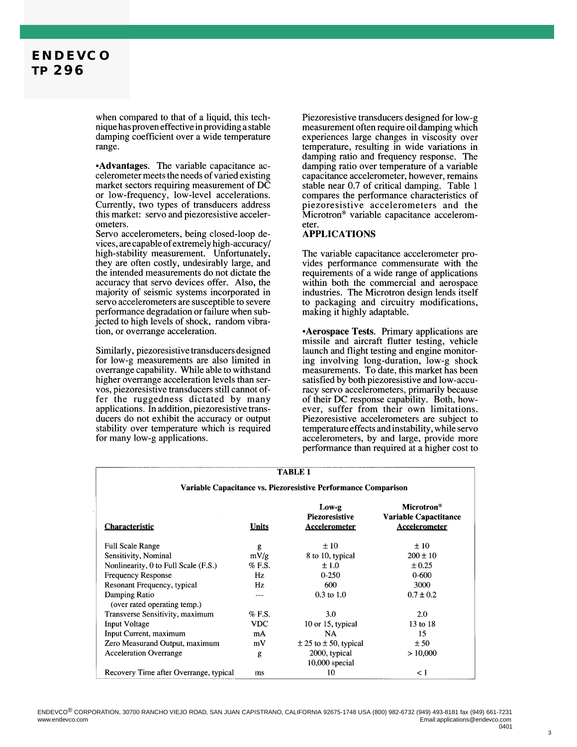when compared to that of a liquid, this technique has proven effective in providing a stable damping coefficient over a wide temperature range.

•**Advantages**. The variable capacitance accelerometer meets the needs of varied existing market sectors requiring measurement of DC or low-frequency, low-level accelerations. Currently, two types of transducers address this market: servo and piezoresistive accelerometers.

Servo accelerometers, being closed-loop devices, are capable of extremely high-accuracy/high-stability measurement. Unfortunately, they are often costly, undesirably large, and the intended measurements do not dictate the accuracy that servo devices offer. Also, the majority of seismic systems incorporated in servo accelerometers are susceptible to severe performance degradation or failure when subjected to high levels of shock, random vibration, or overrange acceleration.

Similarly, piezoresistive transducers designed for low-g measurements are also limited in overrange capability. While able to withstand higher overrange acceleration levels than servos, piezoresistive transducers still cannot offer the ruggedness dictated by many applications. In addition, piezoresistive transducers do not exhibit the accuracy or output stability over temperature which is required for many low-g applications.

Piezoresistive transducers designed for low-g measurement often require oil damping which experiences large changes in viscosity over temperature, resulting in wide variations in damping ratio and frequency response. The damping ratio over temperature of a variable capacitance accelerometer, however, remains stable near 0.7 of critical damping. Table 1 compares the performance characteristics of piezoresistive accelerometers and the Microtron® variable capacitance accelerometer.

## APPLICATIONS

The variable capacitance accelerometer provides performance commensurate with the requirements of a wide range of applications within both the commercial and aerospace industries. The Microtron design lends itself to packaging and circuitry modifications, making it highly adaptable.

•**Aerospace Tests**. Primary applications are missile and aircraft flutter testing, vehicle launch and flight testing and engine monitoring involving long-duration, low-g shock measurements. To date, this market has been satisfied by both piezoresistive and low-accuracy servo accelerometers, primarily because of their DC response capability. Both, however, suffer from their own limitations. Piezoresistive accelerometers are subject to temperature effects and instability, while servo accelerometers, by and large, provide more performance than required at a higher cost to

**TABLE 1**

**Variable Capacitance vs. Piezoresistive Performance Comparison**

| Characteristic | Units | Low-g Piezoresistive Accelerometer | Microtron® Variable Capactitance Accelerometer |
|---|---|---|---|
| Full Scale Range | g | ± 10 | ± 10 |
| Sensitivity, Nominal | mV/g | 8 to 10, typical | 200 ± 10 |
| Nonlinearity, 0 to Full Scale (F.S.) | % F.S. | ± 1.0 | ± 0.25 |
| Frequency Response | Hz | 0-250 | 0-600 |
| Resonant Frequency, typical | Hz | 600 | 3000 |
| Damping Ratio (over rated operating temp.) | --- | 0.3 to 1.0 | 0.7 ± 0.2 |
| Transverse Sensitivity, maximum | % F.S. | 3.0 | 2.0 |
| Input Voltage | VDC | 10 or 15, typical | 13 to 18 |
| Input Current, maximum | mA | NA | 15 |
| Zero Measurand Output, maximum | mV | ± 25 to ± 50, typical | ± 50 |
| Acceleration Overrange | g | 2000, typical 10,000 special | > 10,000 |
| Recovery Time after Overrange, typical | ms | 10 | < 1 |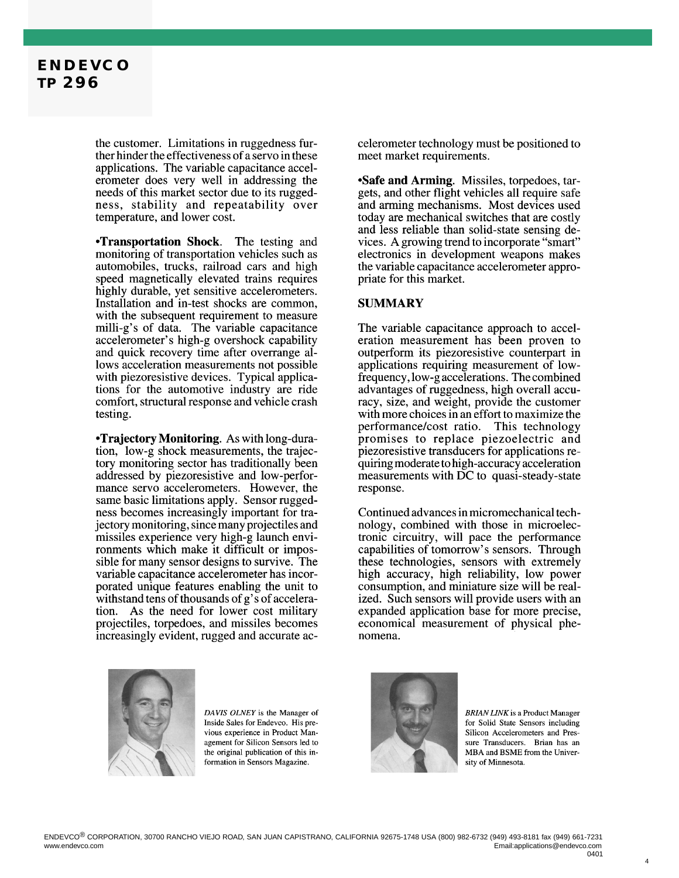the customer. Limitations in ruggedness further hinder the effectiveness of a servo in these applications. The variable capacitance accelerometer does very well in addressing the needs of this market sector due to its ruggedness, stability and repeatability over temperature, and lower cost.

•**Transportation Shock**. The testing and monitoring of transportation vehicles such as automobiles, trucks, railroad cars and high speed magnetically elevated trains requires highly durable, yet sensitive accelerometers. Installation and in-test shocks are common, with the subsequent requirement to measure milli-g's of data. The variable capacitance accelerometer's high-g overshock capability and quick recovery time after overrange allows acceleration measurements not possible with piezoresistive devices. Typical applications for the automotive industry are ride comfort, structural response and vehicle crash testing.

•**Trajectory Monitoring**. As with long-duration, low-g shock measurements, the trajectory monitoring sector has traditionally been addressed by piezoresistive and low-performance servo accelerometers. However, the same basic limitations apply. Sensor ruggedness becomes increasingly important for trajectory monitoring, since many projectiles and missiles experience very high-g launch environments which make it difficult or impossible for many sensor designs to survive. The variable capacitance accelerometer has incorporated unique features enabling the unit to withstand tens of thousands of g's of acceleration. As the need for lower cost military projectiles, torpedoes, and missiles becomes increasingly evident, rugged and accurate accelerometer technology must be positioned to meet market requirements.

•**Safe and Arming**. Missiles, torpedoes, targets, and other flight vehicles all require safe and arming mechanisms. Most devices used today are mechanical switches that are costly and less reliable than solid-state sensing devices. A growing trend to incorporate "smart" electronics in development weapons makes the variable capacitance accelerometer appropriate for this market.

## SUMMARY

The variable capacitance approach to acceleration measurement has been proven to outperform its piezoresistive counterpart in applications requiring measurement of low-frequency, low-g accelerations. The combined advantages of ruggedness, high overall accuracy, size, and weight, provide the customer with more choices in an effort to maximize the performance/cost ratio. This technology promises to replace piezoelectric and piezoresistive transducers for applications requiring moderate to high-accuracy acceleration measurements with DC to quasi-steady-state response.

Continued advances in micromechanical technology, combined with those in microelectronic circuitry, will pace the performance capabilities of tomorrow's sensors. Through these technologies, sensors with extremely high accuracy, high reliability, low power consumption, and miniature size will be realized. Such sensors will provide users with an expanded application base for more precise, economical measurement of physical phenomena.

*DAVIS OLNEY* is the Manager of Inside Sales for Endevco. His previous experience in Product Management for Silicon Sensors led to the original publication of this information in Sensors Magazine.

*BRIAN LINK* is a Product Manager for Solid State Sensors including Silicon Accelerometers and Pressure Transducers. Brian has an MBA and BSME from the University of Minnesota.

ENDEVCO® CORPORATION, 30700 RANCHO VIEJO ROAD, SAN JUAN CAPISTRANO, CALIFORNIA 92675-1748 USA (800) 982-6732 (949) 493-8181 fax (949) 661-7231
www.endevco.com Email:applications@endevco.com
0401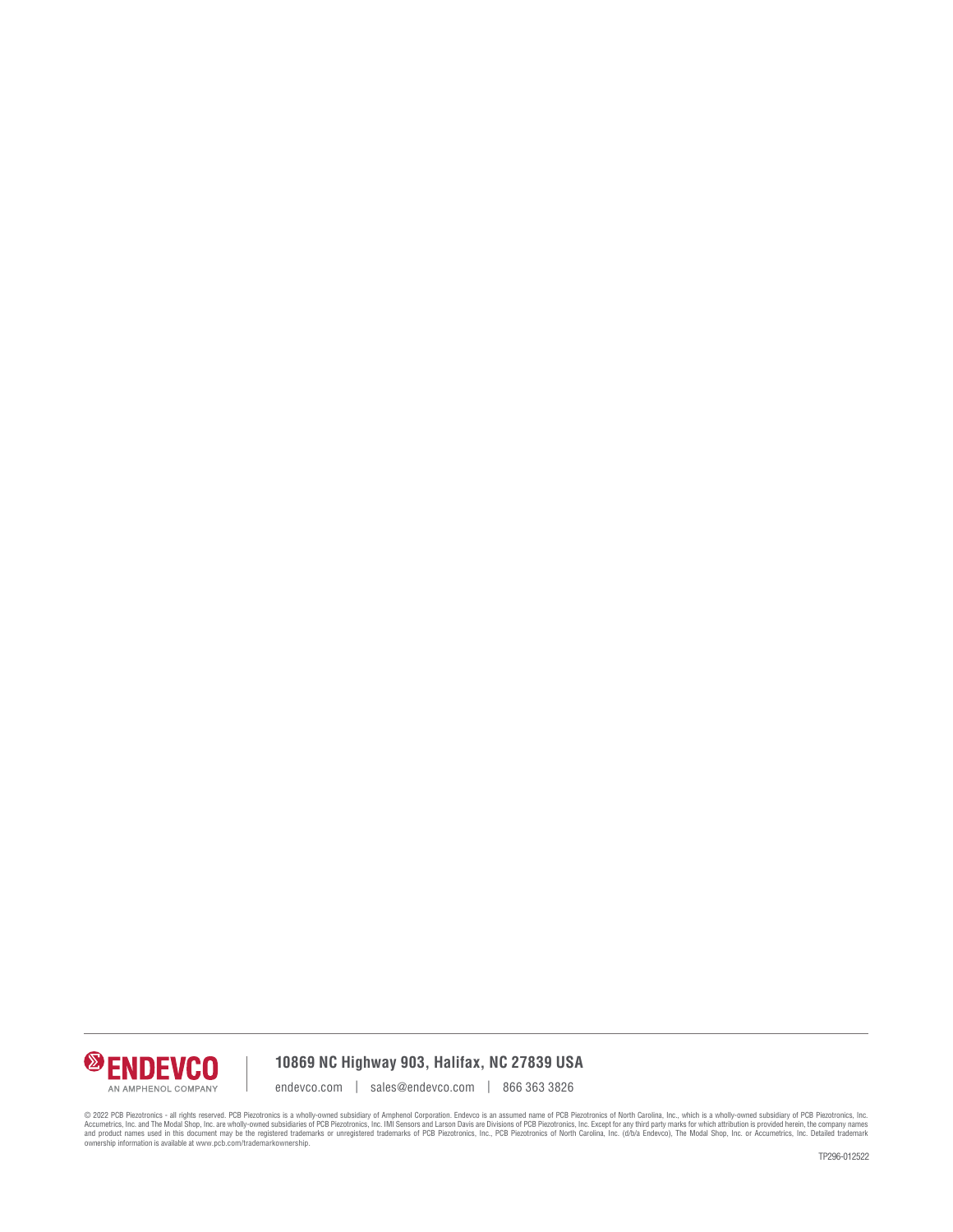ENDEVCO

AN AMPHENOL COMPANY

**10869 NC Highway 903, Halifax, NC 27839 USA**

endevco.com | sales@endevco.com | 866 363 3826

© 2022 PCB Piezotronics - all rights reserved. PCB Piezotronics is a wholly-owned subsidiary of Amphenol Corporation. Endevco is an assumed name of PCB Piezotronics of North Carolina, Inc., which is a wholly-owned subsidiary of PCB Piezotronics, Inc. Accumetrics, Inc. and The Modal Shop, Inc. are wholly-owned subsidiaries of PCB Piezotronics, Inc. IMI Sensors and Larson Davis are Divisions of PCB Piezotronics, Inc. Except for any third party marks for which attribution is provided herein, the company names and product names used in this document may be the registered trademarks or unregistered trademarks of PCB Piezotronics, Inc., PCB Piezotronics of North Carolina, Inc. (d/b/a Endevco), The Modal Shop, Inc. or Accumetrics, Inc. Detailed trademark ownership information is available at www.pcb.com/trademarkownership.

TP296-012522